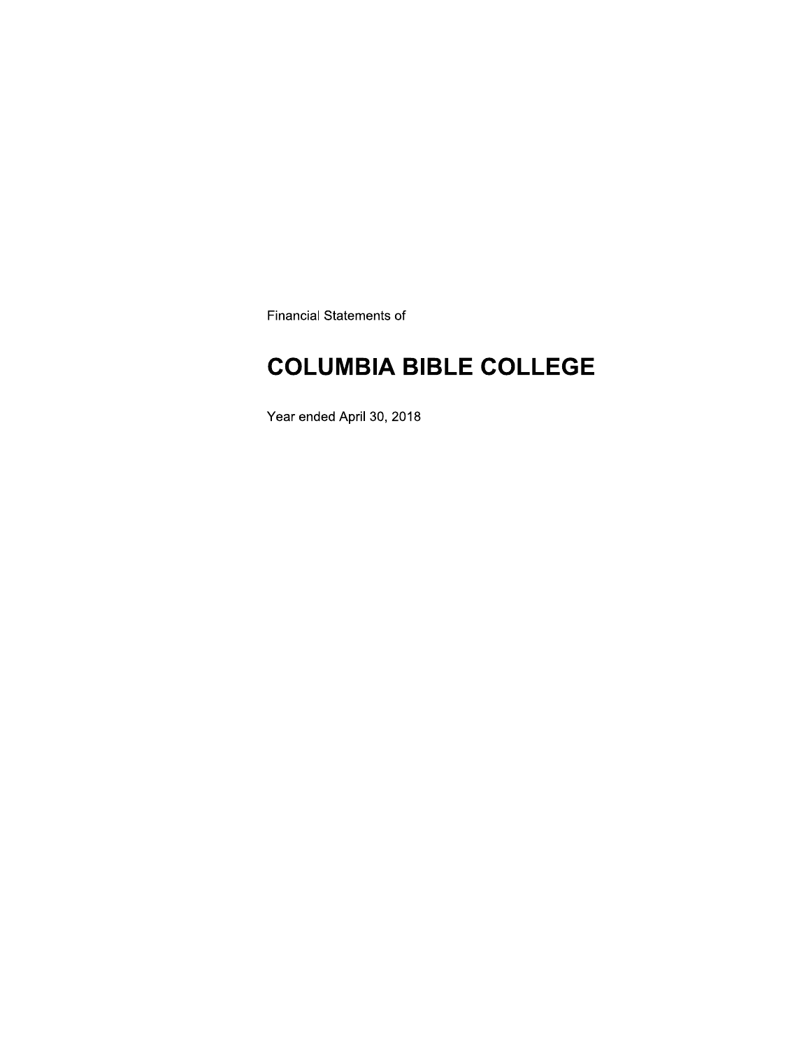Financial Statements of

# COLUMBIA BIBLE COLLEGE

Year ended April 30, 2018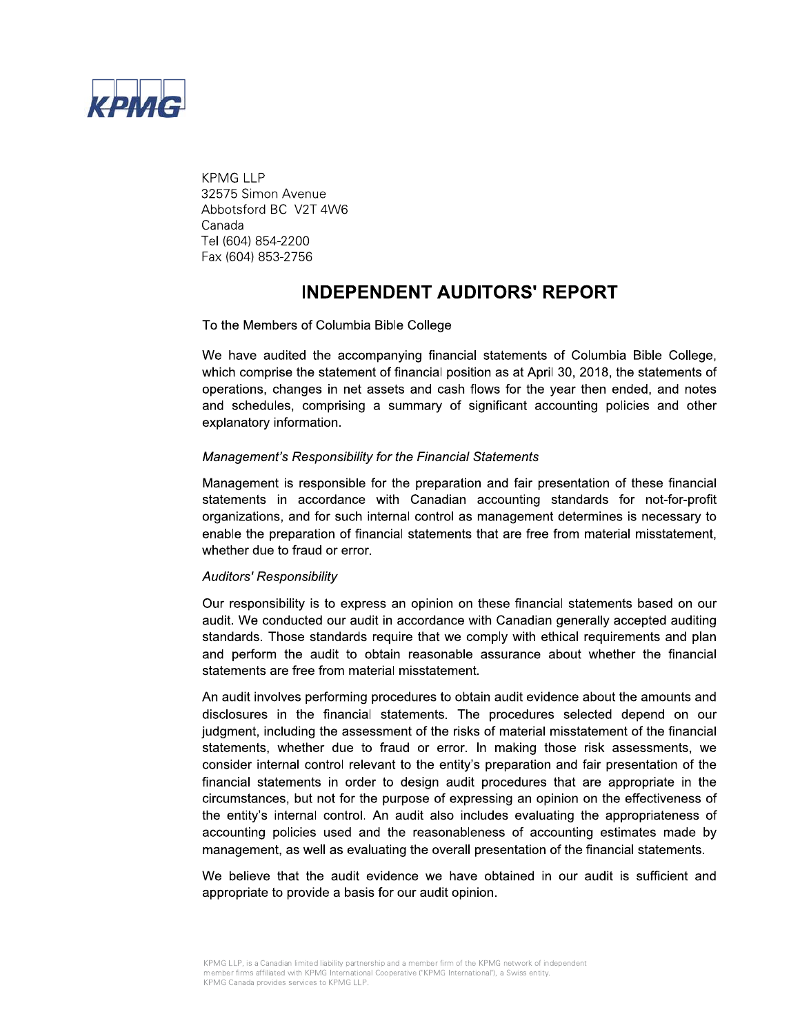KPMG LLP
32575 Simon Avenue
Abbotsford BC V2T 4W6
Canada
Tel (604) 854-2200
Fax (604) 853-2756

# INDEPENDENT AUDITORS' REPORT

To the Members of Columbia Bible College

We have audited the accompanying financial statements of Columbia Bible College, which comprise the statement of financial position as at April 30, 2018, the statements of operations, changes in net assets and cash flows for the year then ended, and notes and schedules, comprising a summary of significant accounting policies and other explanatory information.

*Management's Responsibility for the Financial Statements*

Management is responsible for the preparation and fair presentation of these financial statements in accordance with Canadian accounting standards for not-for-profit organizations, and for such internal control as management determines is necessary to enable the preparation of financial statements that are free from material misstatement, whether due to fraud or error.

*Auditors' Responsibility*

Our responsibility is to express an opinion on these financial statements based on our audit. We conducted our audit in accordance with Canadian generally accepted auditing standards. Those standards require that we comply with ethical requirements and plan and perform the audit to obtain reasonable assurance about whether the financial statements are free from material misstatement.

An audit involves performing procedures to obtain audit evidence about the amounts and disclosures in the financial statements. The procedures selected depend on our judgment, including the assessment of the risks of material misstatement of the financial statements, whether due to fraud or error. In making those risk assessments, we consider internal control relevant to the entity's preparation and fair presentation of the financial statements in order to design audit procedures that are appropriate in the circumstances, but not for the purpose of expressing an opinion on the effectiveness of the entity's internal control. An audit also includes evaluating the appropriateness of accounting policies used and the reasonableness of accounting estimates made by management, as well as evaluating the overall presentation of the financial statements.

We believe that the audit evidence we have obtained in our audit is sufficient and appropriate to provide a basis for our audit opinion.

KPMG LLP, is a Canadian limited liability partnership and a member firm of the KPMG network of independent member firms affiliated with KPMG International Cooperative ("KPMG International"), a Swiss entity. KPMG Canada provides services to KPMG LLP.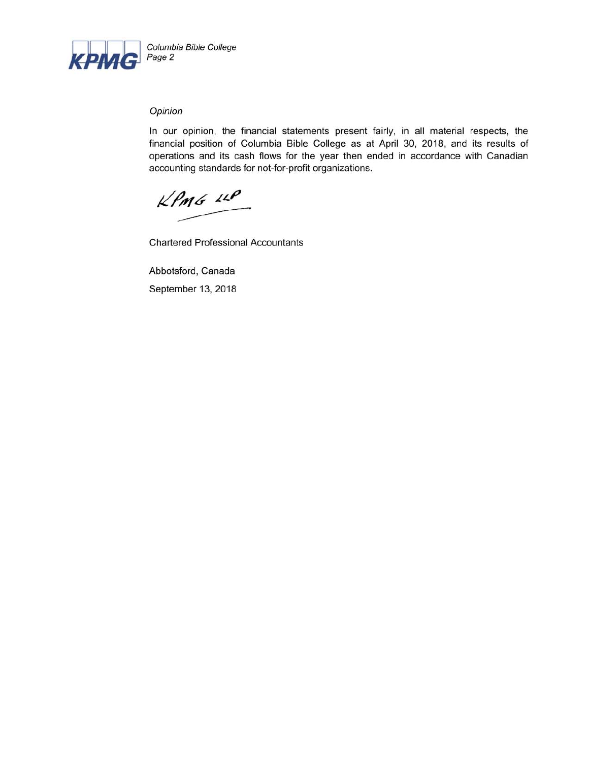*Opinion*

In our opinion, the financial statements present fairly, in all material respects, the financial position of Columbia Bible College as at April 30, 2018, and its results of operations and its cash flows for the year then ended in accordance with Canadian accounting standards for not-for-profit organizations.

KPMG LLP

Chartered Professional Accountants

Abbotsford, Canada

September 13, 2018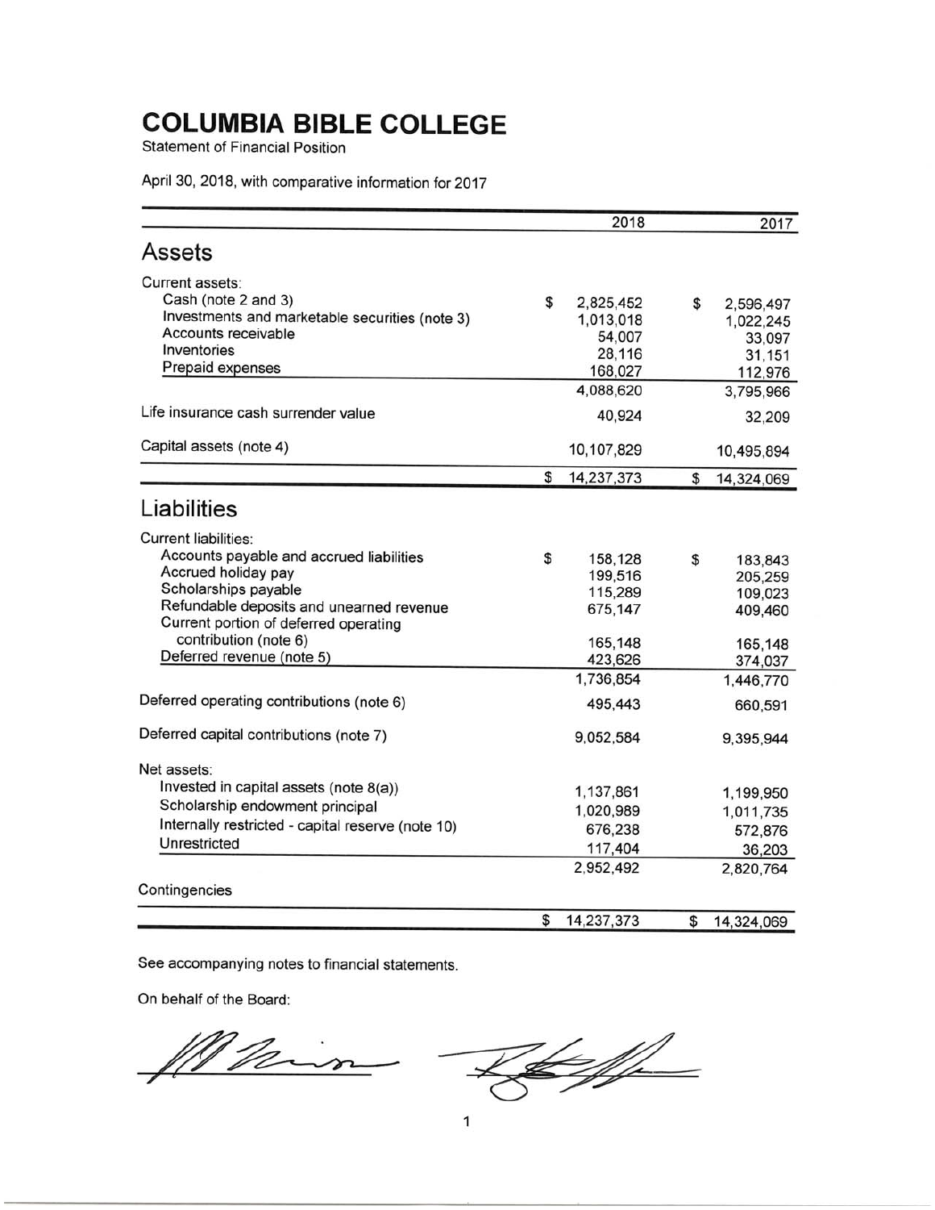# COLUMBIA BIBLE COLLEGE

Statement of Financial Position

April 30, 2018, with comparative information for 2017

| | 2018 | 2017 |
|---|---|---|
| **Assets** | | |
| Current assets: | | |
| Cash (note 2 and 3) | $ 2,825,452 | $ 2,596,497 |
| Investments and marketable securities (note 3) | 1,013,018 | 1,022,245 |
| Accounts receivable | 54,007 | 33,097 |
| Inventories | 28,116 | 31,151 |
| Prepaid expenses | 168,027 | 112,976 |
| | 4,088,620 | 3,795,966 |
| Life insurance cash surrender value | 40,924 | 32,209 |
| Capital assets (note 4) | 10,107,829 | 10,495,894 |
| | $ 14,237,373 | $ 14,324,069 |
| **Liabilities** | | |
| Current liabilities: | | |
| Accounts payable and accrued liabilities | $ 158,128 | $ 183,843 |
| Accrued holiday pay | 199,516 | 205,259 |
| Scholarships payable | 115,289 | 109,023 |
| Refundable deposits and unearned revenue | 675,147 | 409,460 |
| Current portion of deferred operating contribution (note 6) | 165,148 | 165,148 |
| Deferred revenue (note 5) | 423,626 | 374,037 |
| | 1,736,854 | 1,446,770 |
| Deferred operating contributions (note 6) | 495,443 | 660,591 |
| Deferred capital contributions (note 7) | 9,052,584 | 9,395,944 |
| Net assets: | | |
| Invested in capital assets (note 8(a)) | 1,137,861 | 1,199,950 |
| Scholarship endowment principal | 1,020,989 | 1,011,735 |
| Internally restricted - capital reserve (note 10) | 676,238 | 572,876 |
| Unrestricted | 117,404 | 36,203 |
| | 2,952,492 | 2,820,764 |
| Contingencies | | |
| | $ 14,237,373 | $ 14,324,069 |

See accompanying notes to financial statements.

On behalf of the Board: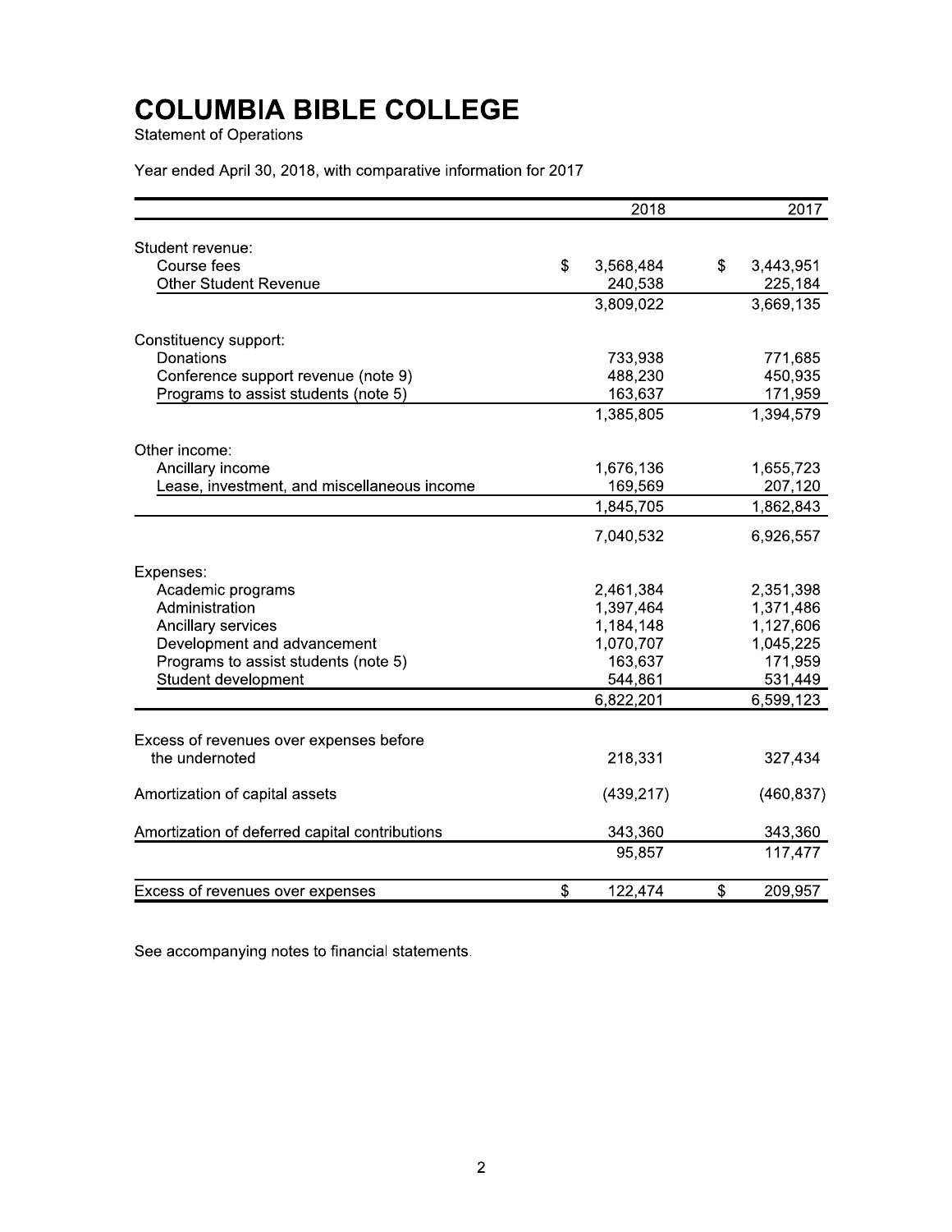# COLUMBIA BIBLE COLLEGE

Statement of Operations

Year ended April 30, 2018, with comparative information for 2017

| | 2018 | 2017 |
|---|---|---|
| Student revenue: | | |
| Course fees | $ 3,568,484 | $ 3,443,951 |
| Other Student Revenue | 240,538 | 225,184 |
| | 3,809,022 | 3,669,135 |
| Constituency support: | | |
| Donations | 733,938 | 771,685 |
| Conference support revenue (note 9) | 488,230 | 450,935 |
| Programs to assist students (note 5) | 163,637 | 171,959 |
| | 1,385,805 | 1,394,579 |
| Other income: | | |
| Ancillary income | 1,676,136 | 1,655,723 |
| Lease, investment, and miscellaneous income | 169,569 | 207,120 |
| | 1,845,705 | 1,862,843 |
| | 7,040,532 | 6,926,557 |
| Expenses: | | |
| Academic programs | 2,461,384 | 2,351,398 |
| Administration | 1,397,464 | 1,371,486 |
| Ancillary services | 1,184,148 | 1,127,606 |
| Development and advancement | 1,070,707 | 1,045,225 |
| Programs to assist students (note 5) | 163,637 | 171,959 |
| Student development | 544,861 | 531,449 |
| | 6,822,201 | 6,599,123 |
| Excess of revenues over expenses before the undernoted | 218,331 | 327,434 |
| Amortization of capital assets | (439,217) | (460,837) |
| Amortization of deferred capital contributions | 343,360 | 343,360 |
| | 95,857 | 117,477 |
| Excess of revenues over expenses | $ 122,474 | $ 209,957 |

See accompanying notes to financial statements.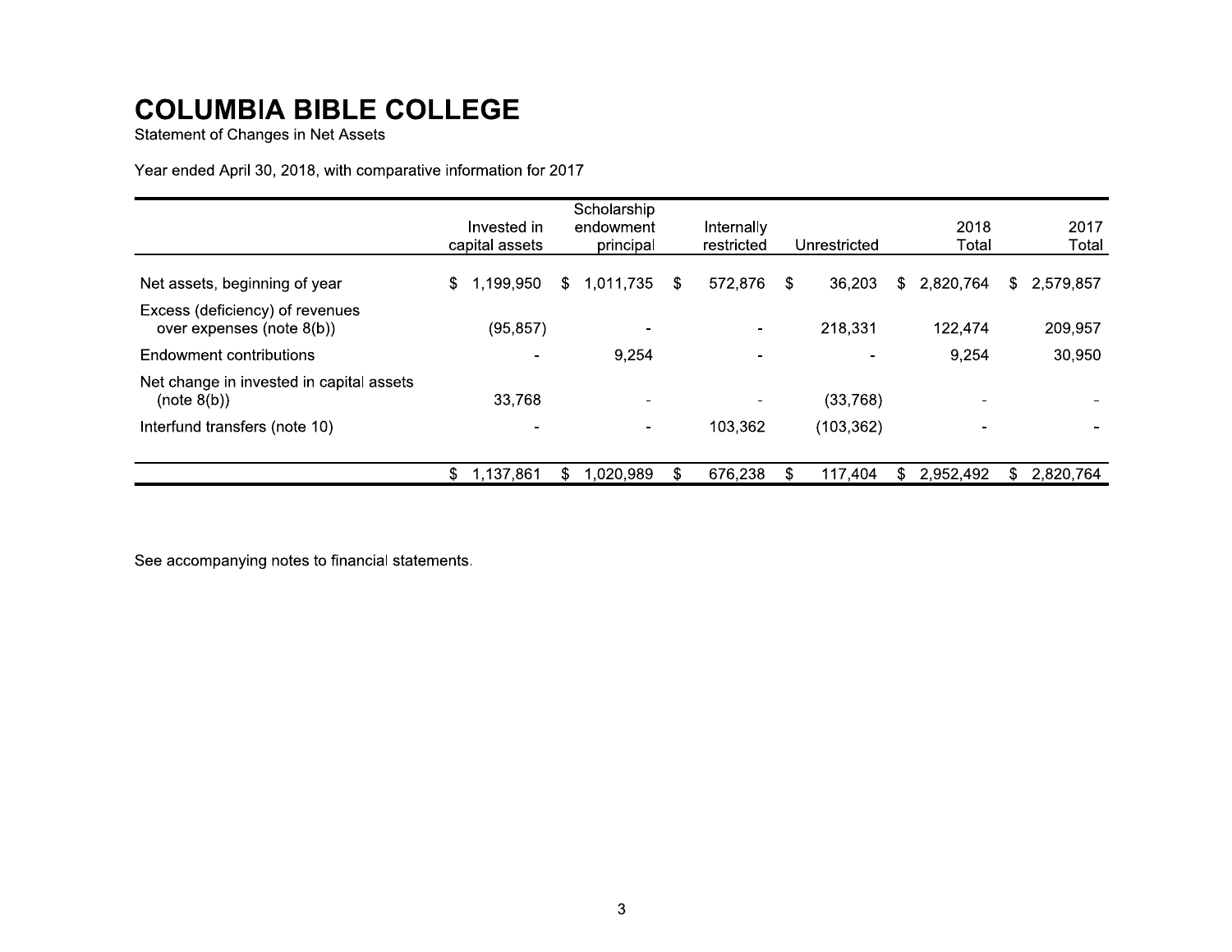# COLUMBIA BIBLE COLLEGE

Statement of Changes in Net Assets

Year ended April 30, 2018, with comparative information for 2017

| | Invested in capital assets | Scholarship endowment principal | Internally restricted | Unrestricted | 2018 Total | 2017 Total |
|---|---|---|---|---|---|---|
| Net assets, beginning of year | $ 1,199,950 | $ 1,011,735 | $ 572,876 | $ 36,203 | $ 2,820,764 | $ 2,579,857 |
| Excess (deficiency) of revenues over expenses (note 8(b)) | (95,857) | - | - | 218,331 | 122,474 | 209,957 |
| Endowment contributions | - | 9,254 | - | - | 9,254 | 30,950 |
| Net change in invested in capital assets (note 8(b)) | 33,768 | - | - | (33,768) | - | - |
| Interfund transfers (note 10) | - | - | 103,362 | (103,362) | - | - |
| | $ 1,137,861 | $ 1,020,989 | $ 676,238 | $ 117,404 | $ 2,952,492 | $ 2,820,764 |

See accompanying notes to financial statements.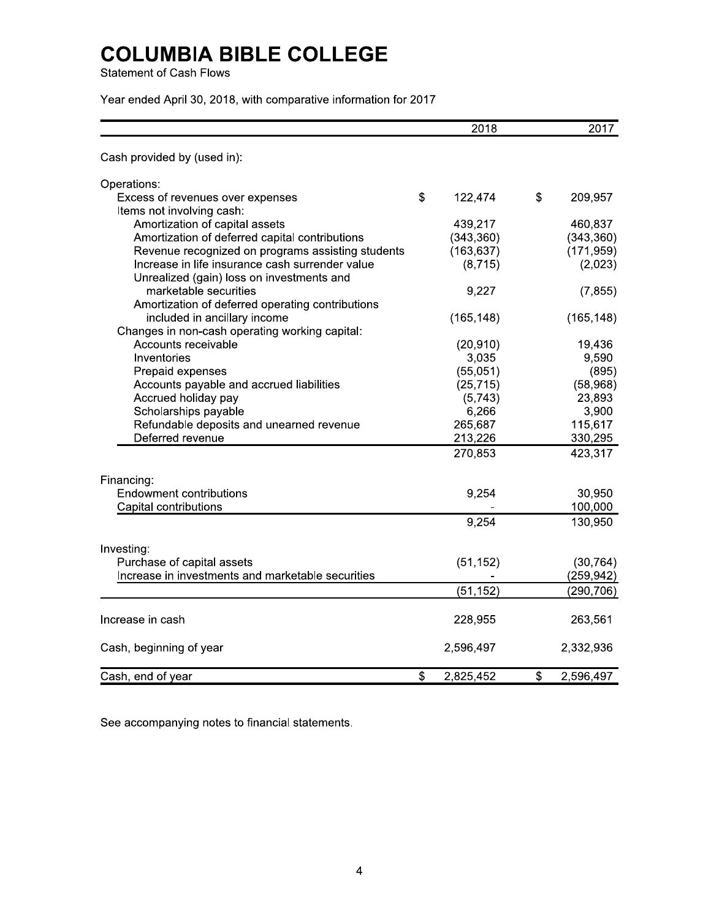# COLUMBIA BIBLE COLLEGE

Statement of Cash Flows

Year ended April 30, 2018, with comparative information for 2017

| | 2018 | 2017 |
|---|---|---|
| Cash provided by (used in): | | |
| Operations: | | |
| Excess of revenues over expenses | $ 122,474 | $ 209,957 |
| Items not involving cash: | | |
| Amortization of capital assets | 439,217 | 460,837 |
| Amortization of deferred capital contributions | (343,360) | (343,360) |
| Revenue recognized on programs assisting students | (163,637) | (171,959) |
| Increase in life insurance cash surrender value | (8,715) | (2,023) |
| Unrealized (gain) loss on investments and marketable securities | 9,227 | (7,855) |
| Amortization of deferred operating contributions included in ancillary income | (165,148) | (165,148) |
| Changes in non-cash operating working capital: | | |
| Accounts receivable | (20,910) | 19,436 |
| Inventories | 3,035 | 9,590 |
| Prepaid expenses | (55,051) | (895) |
| Accounts payable and accrued liabilities | (25,715) | (58,968) |
| Accrued holiday pay | (5,743) | 23,893 |
| Scholarships payable | 6,266 | 3,900 |
| Refundable deposits and unearned revenue | 265,687 | 115,617 |
| Deferred revenue | 213,226 | 330,295 |
| | 270,853 | 423,317 |
| Financing: | | |
| Endowment contributions | 9,254 | 30,950 |
| Capital contributions | - | 100,000 |
| | 9,254 | 130,950 |
| Investing: | | |
| Purchase of capital assets | (51,152) | (30,764) |
| Increase in investments and marketable securities | - | (259,942) |
| | (51,152) | (290,706) |
| Increase in cash | 228,955 | 263,561 |
| Cash, beginning of year | 2,596,497 | 2,332,936 |
| Cash, end of year | $ 2,825,452 | $ 2,596,497 |

See accompanying notes to financial statements.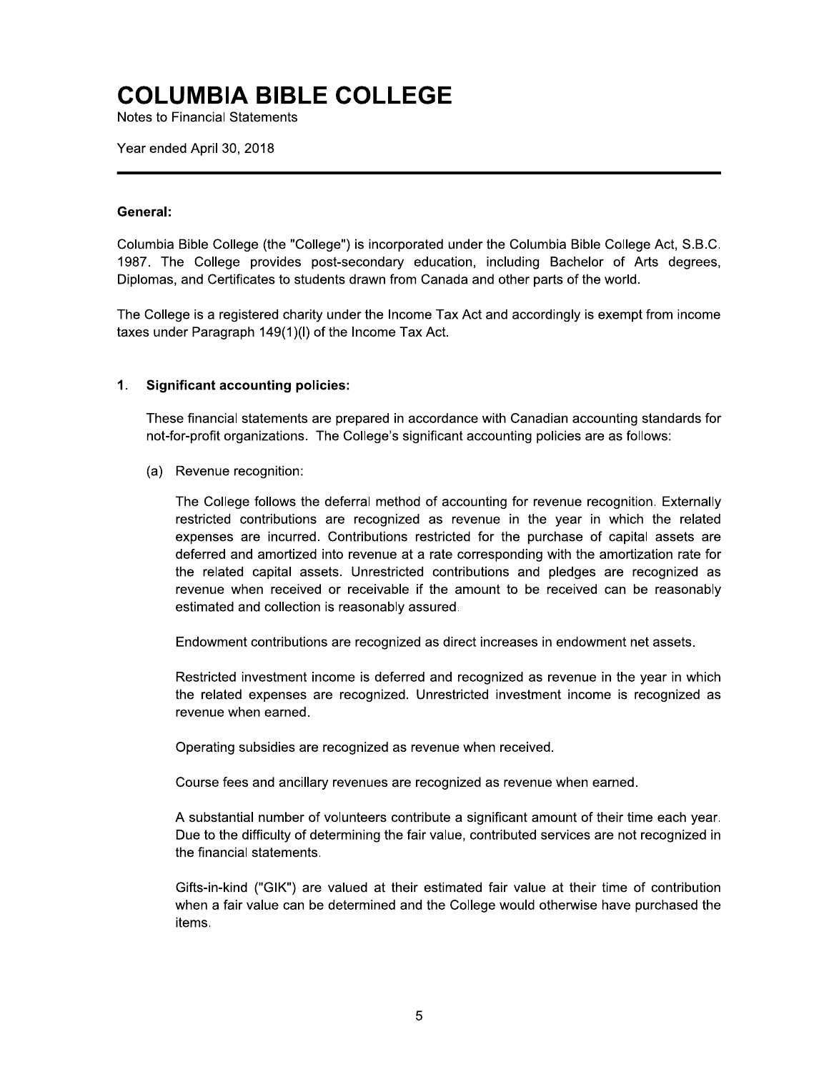# COLUMBIA BIBLE COLLEGE

Notes to Financial Statements

Year ended April 30, 2018

---

**General:**

Columbia Bible College (the "College") is incorporated under the Columbia Bible College Act, S.B.C. 1987. The College provides post-secondary education, including Bachelor of Arts degrees, Diplomas, and Certificates to students drawn from Canada and other parts of the world.

The College is a registered charity under the Income Tax Act and accordingly is exempt from income taxes under Paragraph 149(1)(l) of the Income Tax Act.

## 1. Significant accounting policies:

These financial statements are prepared in accordance with Canadian accounting standards for not-for-profit organizations. The College's significant accounting policies are as follows:

(a) Revenue recognition:

The College follows the deferral method of accounting for revenue recognition. Externally restricted contributions are recognized as revenue in the year in which the related expenses are incurred. Contributions restricted for the purchase of capital assets are deferred and amortized into revenue at a rate corresponding with the amortization rate for the related capital assets. Unrestricted contributions and pledges are recognized as revenue when received or receivable if the amount to be received can be reasonably estimated and collection is reasonably assured.

Endowment contributions are recognized as direct increases in endowment net assets.

Restricted investment income is deferred and recognized as revenue in the year in which the related expenses are recognized. Unrestricted investment income is recognized as revenue when earned.

Operating subsidies are recognized as revenue when received.

Course fees and ancillary revenues are recognized as revenue when earned.

A substantial number of volunteers contribute a significant amount of their time each year. Due to the difficulty of determining the fair value, contributed services are not recognized in the financial statements.

Gifts-in-kind ("GIK") are valued at their estimated fair value at their time of contribution when a fair value can be determined and the College would otherwise have purchased the items.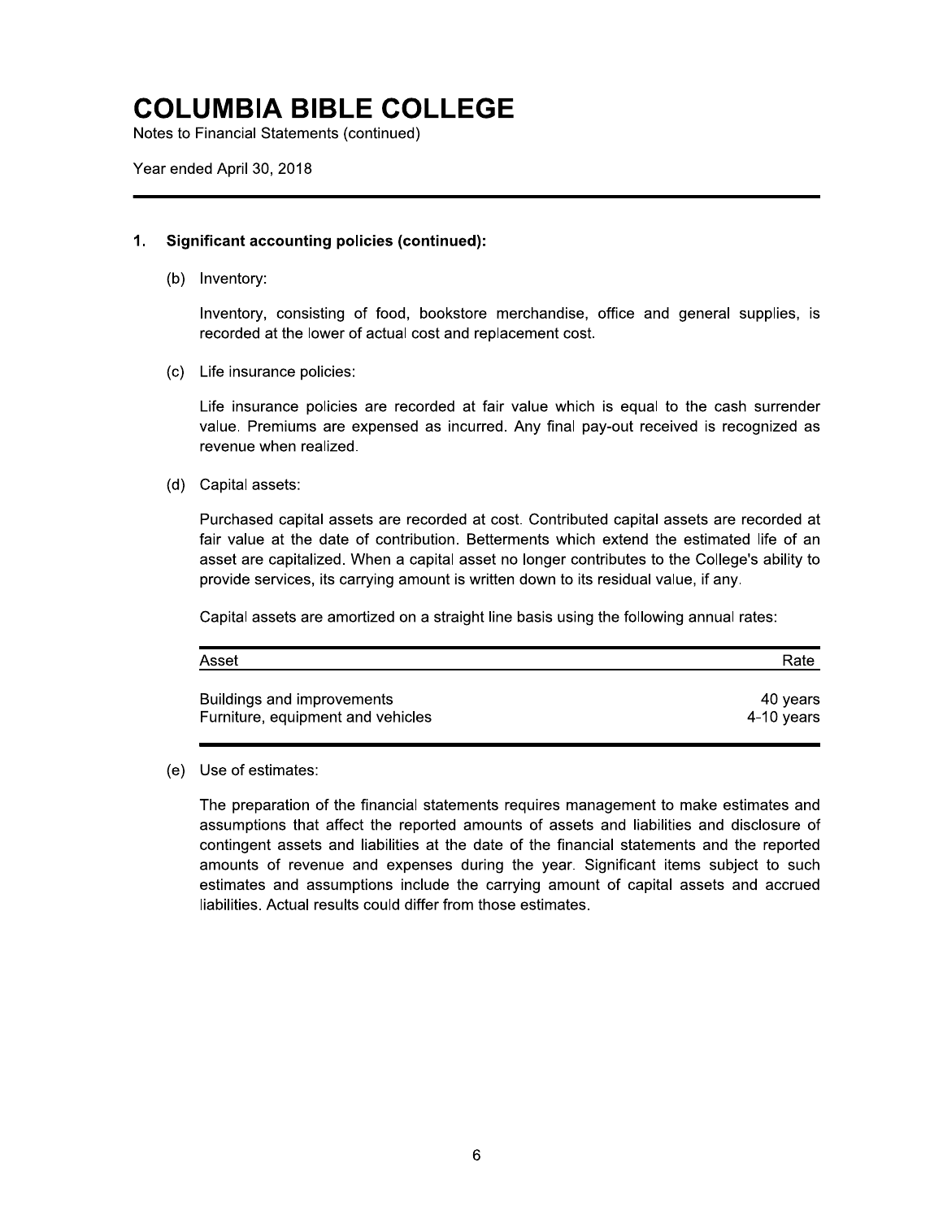# COLUMBIA BIBLE COLLEGE

Notes to Financial Statements (continued)

Year ended April 30, 2018

## 1. Significant accounting policies (continued):

(b) Inventory:

Inventory, consisting of food, bookstore merchandise, office and general supplies, is recorded at the lower of actual cost and replacement cost.

(c) Life insurance policies:

Life insurance policies are recorded at fair value which is equal to the cash surrender value. Premiums are expensed as incurred. Any final pay-out received is recognized as revenue when realized.

(d) Capital assets:

Purchased capital assets are recorded at cost. Contributed capital assets are recorded at fair value at the date of contribution. Betterments which extend the estimated life of an asset are capitalized. When a capital asset no longer contributes to the College's ability to provide services, its carrying amount is written down to its residual value, if any.

Capital assets are amortized on a straight line basis using the following annual rates:

| Asset | Rate |
|---|---|
| Buildings and improvements | 40 years |
| Furniture, equipment and vehicles | 4-10 years |

(e) Use of estimates:

The preparation of the financial statements requires management to make estimates and assumptions that affect the reported amounts of assets and liabilities and disclosure of contingent assets and liabilities at the date of the financial statements and the reported amounts of revenue and expenses during the year. Significant items subject to such estimates and assumptions include the carrying amount of capital assets and accrued liabilities. Actual results could differ from those estimates.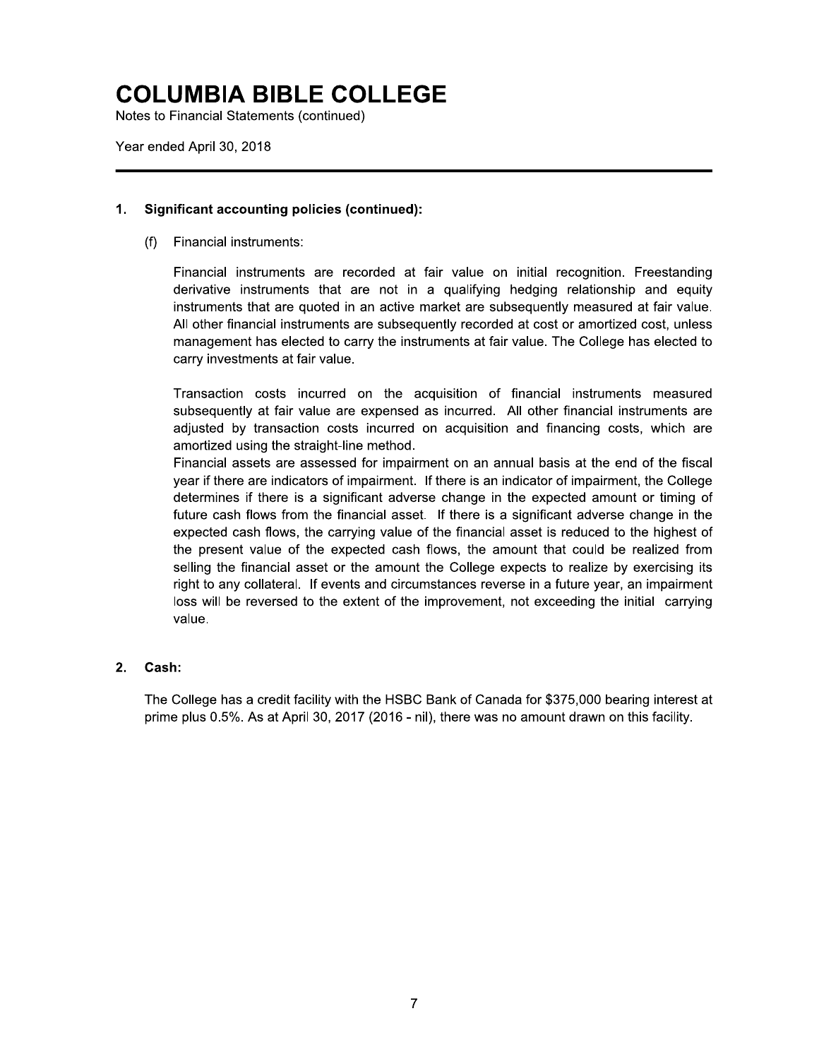# COLUMBIA BIBLE COLLEGE

Notes to Financial Statements (continued)

Year ended April 30, 2018

## 1. Significant accounting policies (continued):

(f) Financial instruments:

Financial instruments are recorded at fair value on initial recognition. Freestanding derivative instruments that are not in a qualifying hedging relationship and equity instruments that are quoted in an active market are subsequently measured at fair value. All other financial instruments are subsequently recorded at cost or amortized cost, unless management has elected to carry the instruments at fair value. The College has elected to carry investments at fair value.

Transaction costs incurred on the acquisition of financial instruments measured subsequently at fair value are expensed as incurred. All other financial instruments are adjusted by transaction costs incurred on acquisition and financing costs, which are amortized using the straight-line method.

Financial assets are assessed for impairment on an annual basis at the end of the fiscal year if there are indicators of impairment. If there is an indicator of impairment, the College determines if there is a significant adverse change in the expected amount or timing of future cash flows from the financial asset. If there is a significant adverse change in the expected cash flows, the carrying value of the financial asset is reduced to the highest of the present value of the expected cash flows, the amount that could be realized from selling the financial asset or the amount the College expects to realize by exercising its right to any collateral. If events and circumstances reverse in a future year, an impairment loss will be reversed to the extent of the improvement, not exceeding the initial carrying value.

## 2. Cash:

The College has a credit facility with the HSBC Bank of Canada for $375,000 bearing interest at prime plus 0.5%. As at April 30, 2017 (2016 - nil), there was no amount drawn on this facility.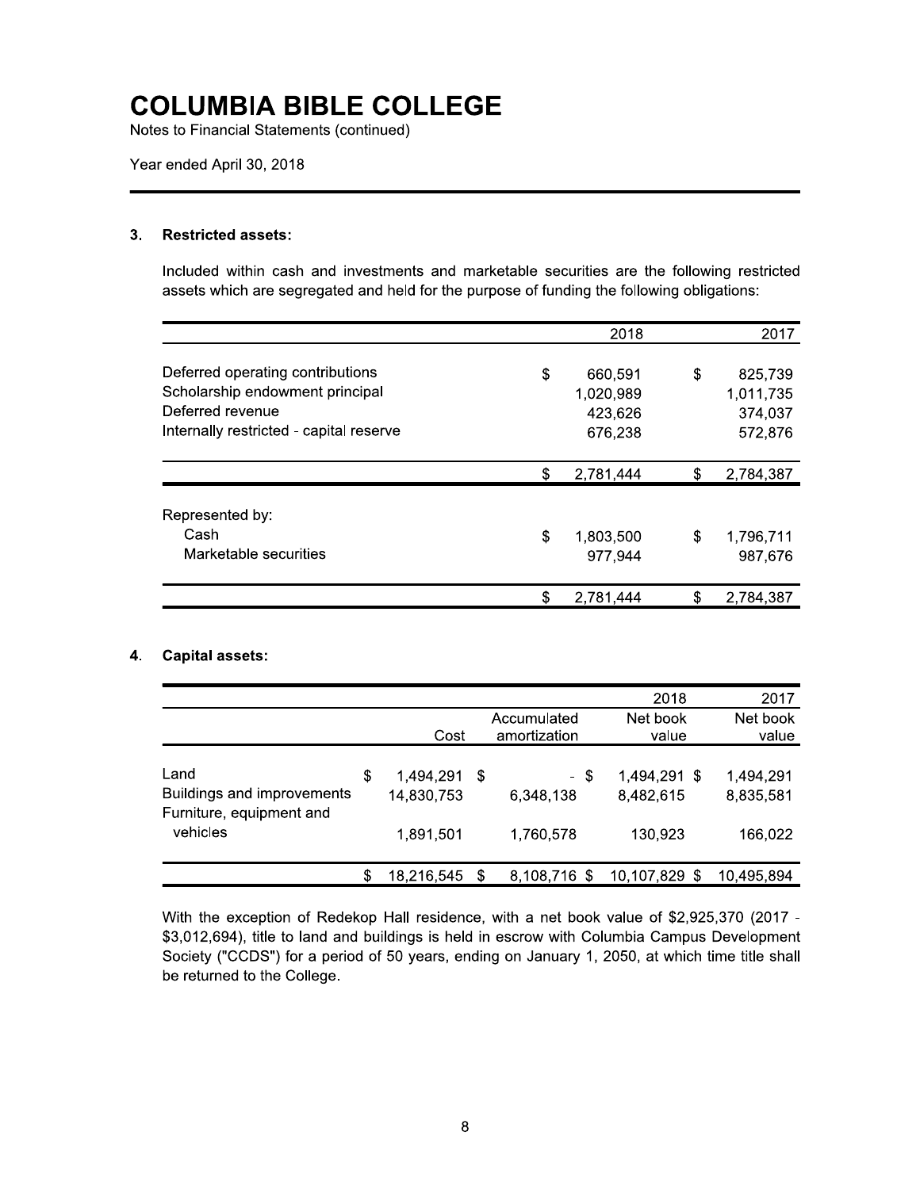# COLUMBIA BIBLE COLLEGE

Notes to Financial Statements (continued)

Year ended April 30, 2018

## 3. Restricted assets:

Included within cash and investments and marketable securities are the following restricted assets which are segregated and held for the purpose of funding the following obligations:

| | 2018 | 2017 |
|---|---|---|
| Deferred operating contributions | $ 660,591 | $ 825,739 |
| Scholarship endowment principal | 1,020,989 | 1,011,735 |
| Deferred revenue | 423,626 | 374,037 |
| Internally restricted - capital reserve | 676,238 | 572,876 |
| | $ 2,781,444 | $ 2,784,387 |
| Represented by: | | |
| Cash | $ 1,803,500 | $ 1,796,711 |
| Marketable securities | 977,944 | 987,676 |
| | $ 2,781,444 | $ 2,784,387 |

## 4. Capital assets:

| | Cost | Accumulated amortization | 2018 Net book value | 2017 Net book value |
|---|---|---|---|---|
| Land | $ 1,494,291 | $ - | $ 1,494,291 | $ 1,494,291 |
| Buildings and improvements | 14,830,753 | 6,348,138 | 8,482,615 | 8,835,581 |
| Furniture, equipment and vehicles | 1,891,501 | 1,760,578 | 130,923 | 166,022 |
| | $ 18,216,545 | $ 8,108,716 | $ 10,107,829 | $ 10,495,894 |

With the exception of Redekop Hall residence, with a net book value of $2,925,370 (2017 - $3,012,694), title to land and buildings is held in escrow with Columbia Campus Development Society ("CCDS") for a period of 50 years, ending on January 1, 2050, at which time title shall be returned to the College.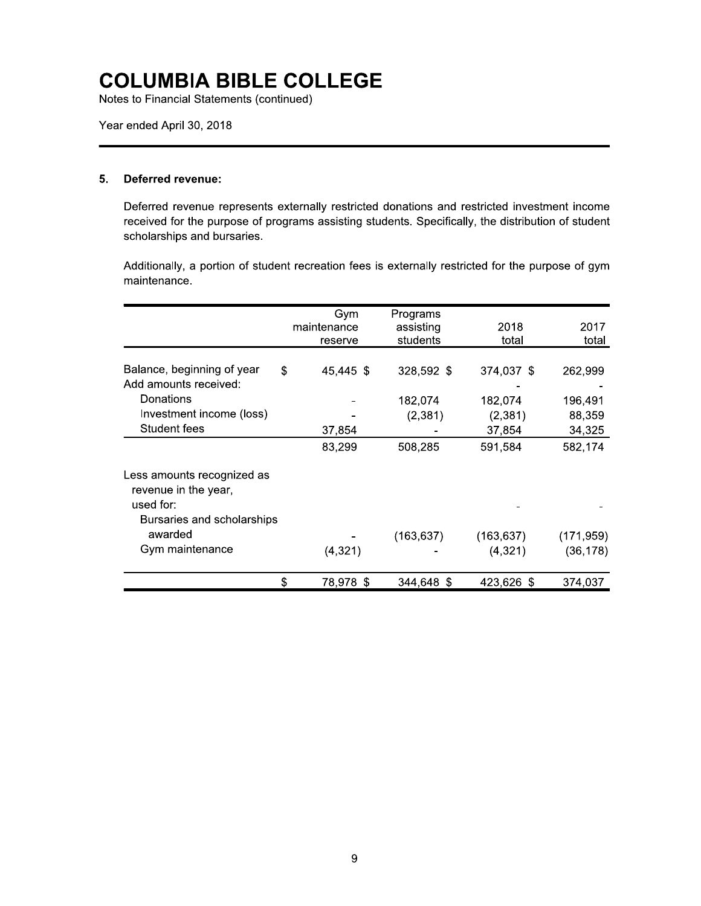# COLUMBIA BIBLE COLLEGE

Notes to Financial Statements (continued)

Year ended April 30, 2018

## 5. Deferred revenue:

Deferred revenue represents externally restricted donations and restricted investment income received for the purpose of programs assisting students. Specifically, the distribution of student scholarships and bursaries.

Additionally, a portion of student recreation fees is externally restricted for the purpose of gym maintenance.

| | Gym maintenance reserve | Programs assisting students | 2018 total | 2017 total |
|---|---|---|---|---|
| Balance, beginning of year | $ 45,445 | $ 328,592 | $ 374,037 | $ 262,999 |
| Add amounts received: | | | - | - |
| Donations | - | 182,074 | 182,074 | 196,491 |
| Investment income (loss) | - | (2,381) | (2,381) | 88,359 |
| Student fees | 37,854 | - | 37,854 | 34,325 |
| | 83,299 | 508,285 | 591,584 | 582,174 |
| Less amounts recognized as revenue in the year, used for: | | | - | - |
| Bursaries and scholarships awarded | - | (163,637) | (163,637) | (171,959) |
| Gym maintenance | (4,321) | - | (4,321) | (36,178) |
| | $ 78,978 | $ 344,648 | $ 423,626 | $ 374,037 |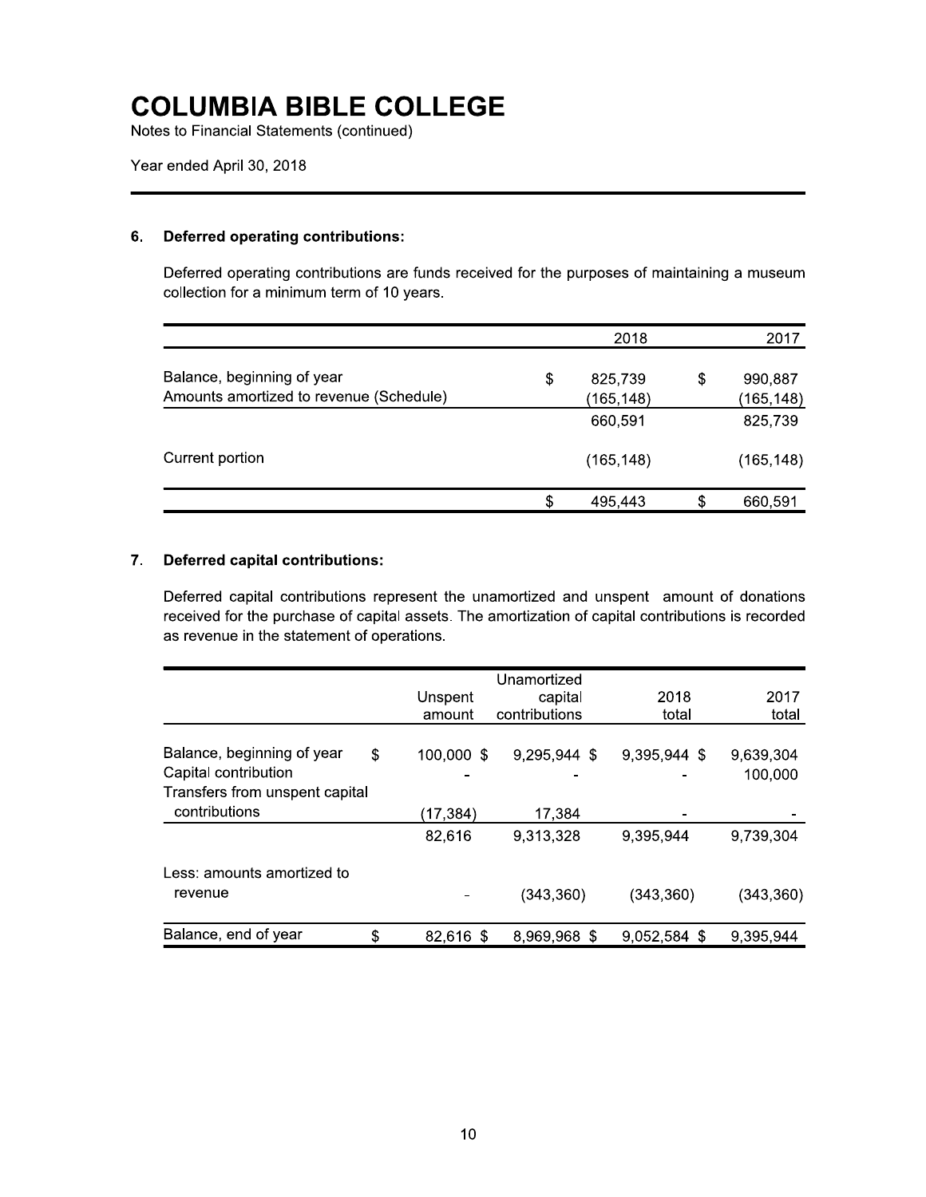# COLUMBIA BIBLE COLLEGE

Notes to Financial Statements (continued)

Year ended April 30, 2018

## 6. Deferred operating contributions:

Deferred operating contributions are funds received for the purposes of maintaining a museum collection for a minimum term of 10 years.

| | 2018 | 2017 |
|---|---|---|
| Balance, beginning of year | $ 825,739 | $ 990,887 |
| Amounts amortized to revenue (Schedule) | (165,148) | (165,148) |
| | 660,591 | 825,739 |
| Current portion | (165,148) | (165,148) |
| | $ 495,443 | $ 660,591 |

## 7. Deferred capital contributions:

Deferred capital contributions represent the unamortized and unspent amount of donations received for the purchase of capital assets. The amortization of capital contributions is recorded as revenue in the statement of operations.

| | Unspent amount | Unamortized capital contributions | 2018 total | 2017 total |
|---|---|---|---|---|
| Balance, beginning of year | $ 100,000 | $ 9,295,944 | $ 9,395,944 | $ 9,639,304 |
| Capital contribution | - | - | - | 100,000 |
| Transfers from unspent capital contributions | (17,384) | 17,384 | - | - |
| | 82,616 | 9,313,328 | 9,395,944 | 9,739,304 |
| Less: amounts amortized to revenue | - | (343,360) | (343,360) | (343,360) |
| Balance, end of year | $ 82,616 | $ 8,969,968 | $ 9,052,584 | $ 9,395,944 |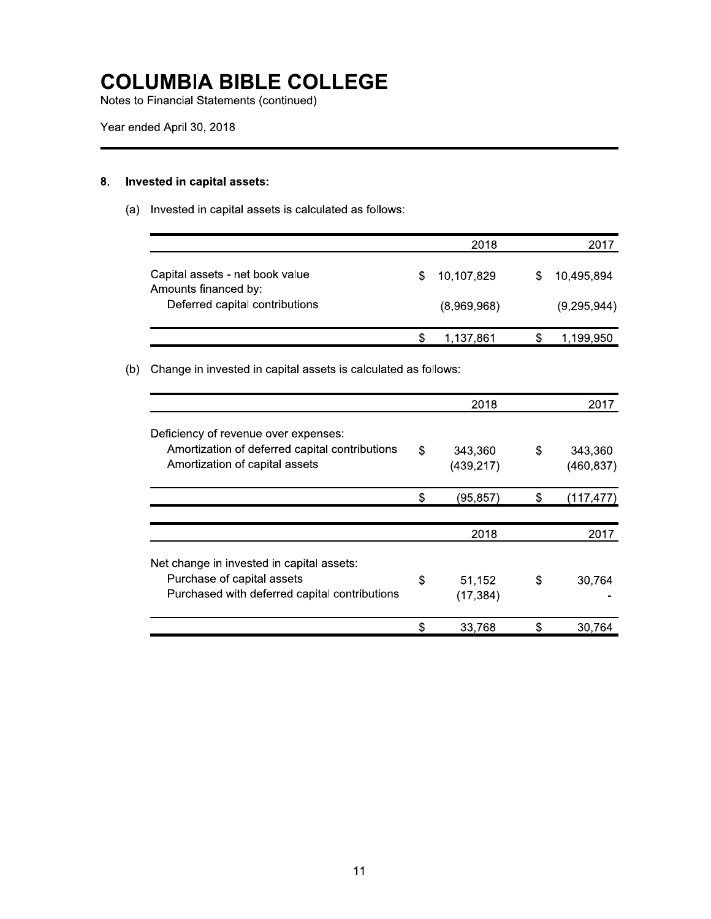# COLUMBIA BIBLE COLLEGE

Notes to Financial Statements (continued)

Year ended April 30, 2018

### 8. Invested in capital assets:

(a) Invested in capital assets is calculated as follows:

| | 2018 | 2017 |
|---|---|---|
| Capital assets - net book value | $ 10,107,829 | $ 10,495,894 |
| Amounts financed by: | | |
| Deferred capital contributions | (8,969,968) | (9,295,944) |
| | $ 1,137,861 | $ 1,199,950 |

(b) Change in invested in capital assets is calculated as follows:

| | 2018 | 2017 |
|---|---|---|
| Deficiency of revenue over expenses: | | |
| Amortization of deferred capital contributions | $ 343,360 | $ 343,360 |
| Amortization of capital assets | (439,217) | (460,837) |
| | $ (95,857) | $ (117,477) |

| | 2018 | 2017 |
|---|---|---|
| Net change in invested in capital assets: | | |
| Purchase of capital assets | $ 51,152 | $ 30,764 |
| Purchased with deferred capital contributions | (17,384) | - |
| | $ 33,768 | $ 30,764 |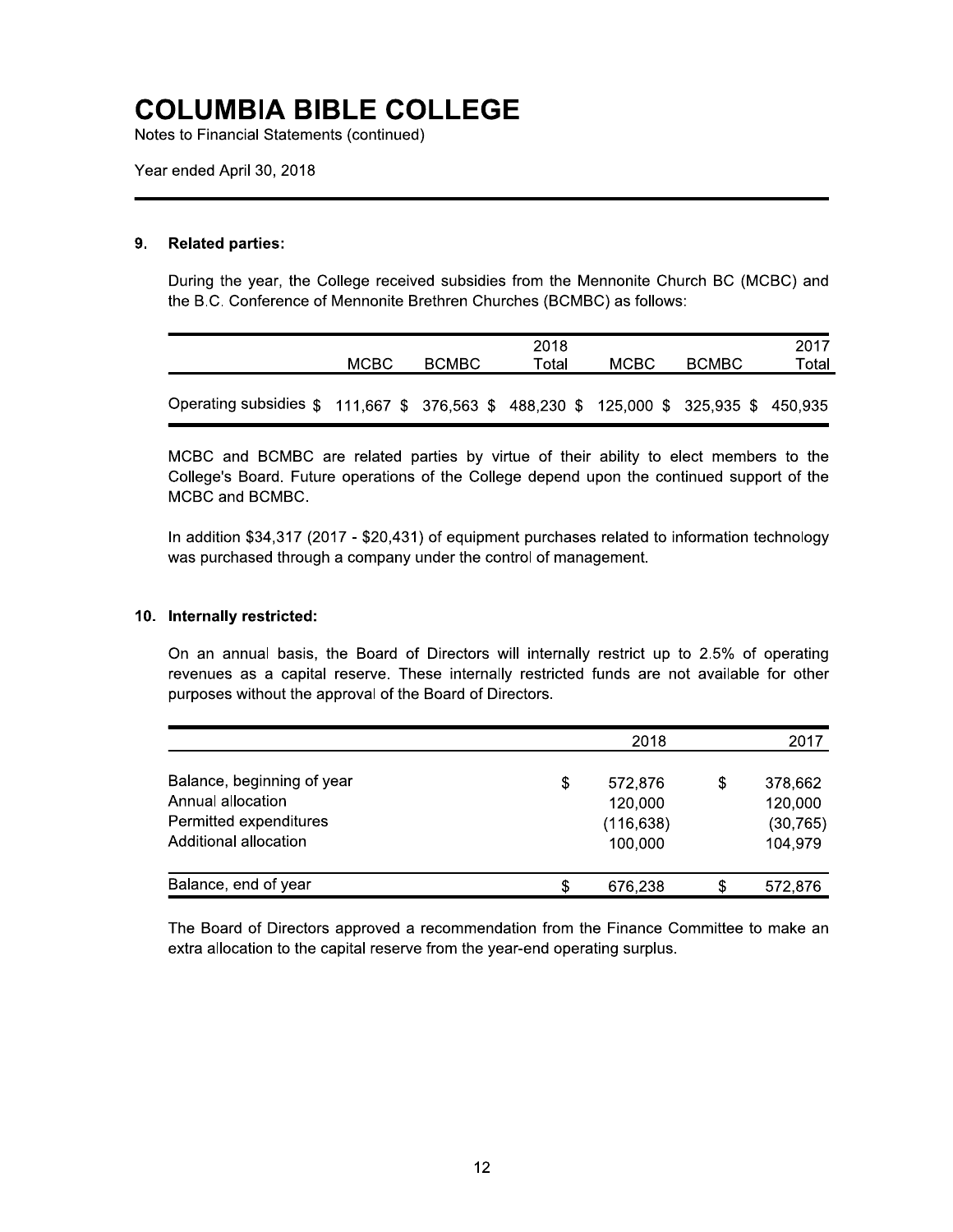# COLUMBIA BIBLE COLLEGE

Notes to Financial Statements (continued)

Year ended April 30, 2018

## 9. Related parties:

During the year, the College received subsidies from the Mennonite Church BC (MCBC) and the B.C. Conference of Mennonite Brethren Churches (BCMBC) as follows:

| | MCBC | BCMBC | 2018 Total | MCBC | BCMBC | 2017 Total |
|---|---|---|---|---|---|---|
| Operating subsidies | $ 111,667 | $ 376,563 | $ 488,230 | $ 125,000 | $ 325,935 | $ 450,935 |

MCBC and BCMBC are related parties by virtue of their ability to elect members to the College's Board. Future operations of the College depend upon the continued support of the MCBC and BCMBC.

In addition $34,317 (2017 - $20,431) of equipment purchases related to information technology was purchased through a company under the control of management.

## 10. Internally restricted:

On an annual basis, the Board of Directors will internally restrict up to 2.5% of operating revenues as a capital reserve. These internally restricted funds are not available for other purposes without the approval of the Board of Directors.

| | 2018 | 2017 |
|---|---|---|
| Balance, beginning of year | $ 572,876 | $ 378,662 |
| Annual allocation | 120,000 | 120,000 |
| Permitted expenditures | (116,638) | (30,765) |
| Additional allocation | 100,000 | 104,979 |
| Balance, end of year | $ 676,238 | $ 572,876 |

The Board of Directors approved a recommendation from the Finance Committee to make an extra allocation to the capital reserve from the year-end operating surplus.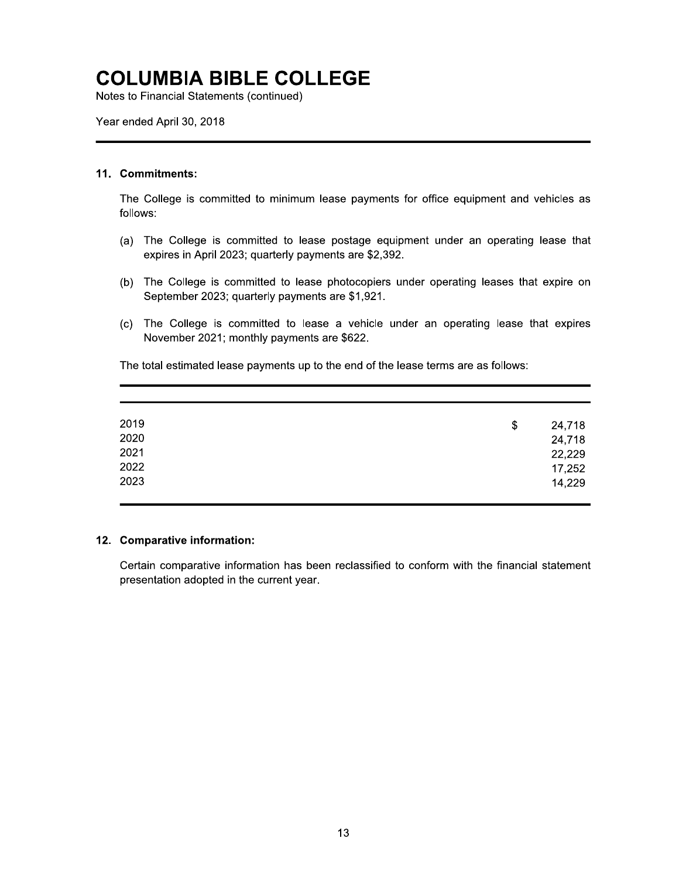# COLUMBIA BIBLE COLLEGE

Notes to Financial Statements (continued)

Year ended April 30, 2018

## 11. Commitments:

The College is committed to minimum lease payments for office equipment and vehicles as follows:

(a) The College is committed to lease postage equipment under an operating lease that expires in April 2023; quarterly payments are $2,392.

(b) The College is committed to lease photocopiers under operating leases that expire on September 2023; quarterly payments are $1,921.

(c) The College is committed to lease a vehicle under an operating lease that expires November 2021; monthly payments are $622.

The total estimated lease payments up to the end of the lease terms are as follows:

| | |
|---|---|
| 2019 | $ 24,718 |
| 2020 | 24,718 |
| 2021 | 22,229 |
| 2022 | 17,252 |
| 2023 | 14,229 |

## 12. Comparative information:

Certain comparative information has been reclassified to conform with the financial statement presentation adopted in the current year.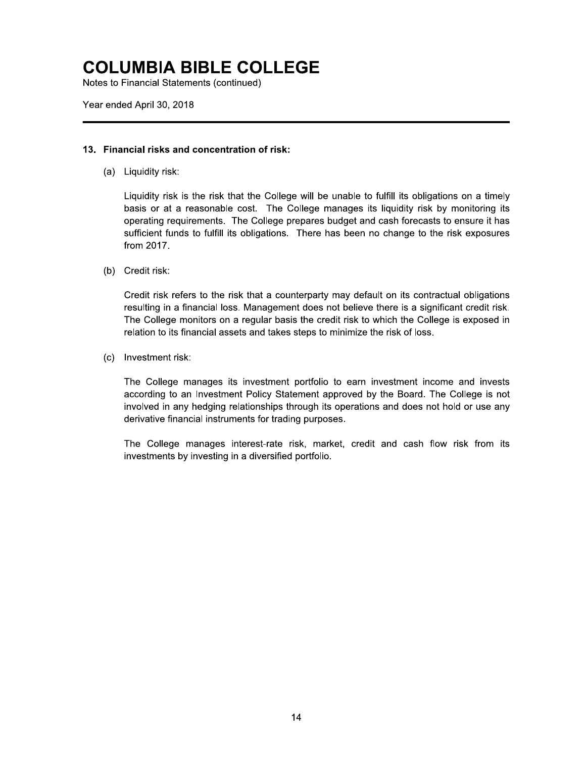# COLUMBIA BIBLE COLLEGE

Notes to Financial Statements (continued)

Year ended April 30, 2018

## 13. Financial risks and concentration of risk:

(a) Liquidity risk:

Liquidity risk is the risk that the College will be unable to fulfill its obligations on a timely basis or at a reasonable cost. The College manages its liquidity risk by monitoring its operating requirements. The College prepares budget and cash forecasts to ensure it has sufficient funds to fulfill its obligations. There has been no change to the risk exposures from 2017.

(b) Credit risk:

Credit risk refers to the risk that a counterparty may default on its contractual obligations resulting in a financial loss. Management does not believe there is a significant credit risk. The College monitors on a regular basis the credit risk to which the College is exposed in relation to its financial assets and takes steps to minimize the risk of loss.

(c) Investment risk:

The College manages its investment portfolio to earn investment income and invests according to an Investment Policy Statement approved by the Board. The College is not involved in any hedging relationships through its operations and does not hold or use any derivative financial instruments for trading purposes.

The College manages interest-rate risk, market, credit and cash flow risk from its investments by investing in a diversified portfolio.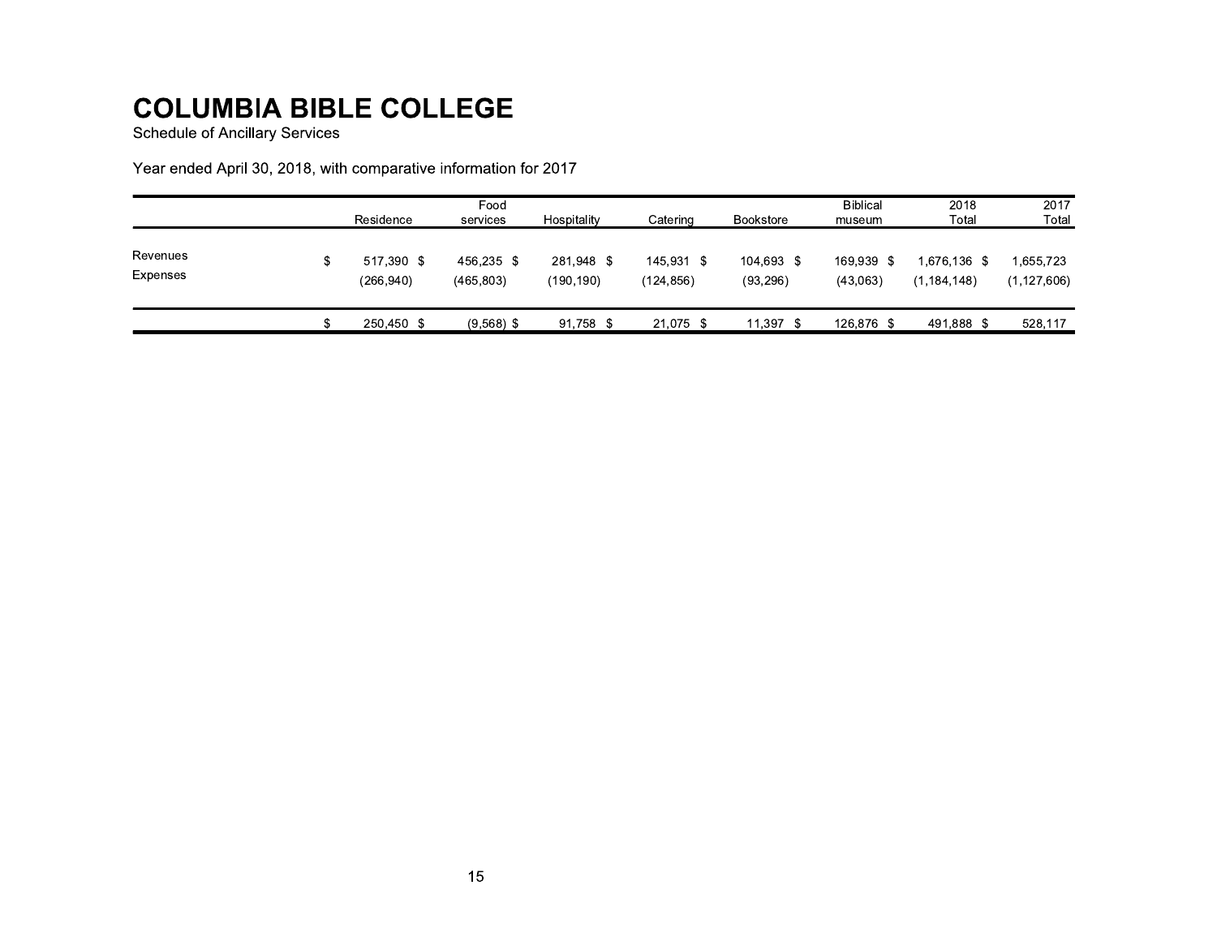# COLUMBIA BIBLE COLLEGE

Schedule of Ancillary Services

Year ended April 30, 2018, with comparative information for 2017

| | Residence | Food services | Hospitality | Catering | Bookstore | Biblical museum | 2018 Total | 2017 Total |
|---|---|---|---|---|---|---|---|---|
| Revenues | $ 517,390 | $ 456,235 | $ 281,948 | $ 145,931 | $ 104,693 | $ 169,939 | $ 1,676,136 | $ 1,655,723 |
| Expenses | (266,940) | (465,803) | (190,190) | (124,856) | (93,296) | (43,063) | (1,184,148) | (1,127,606) |
| | $ 250,450 | $ (9,568) | $ 91,758 | $ 21,075 | $ 11,397 | $ 126,876 | $ 491,888 | $ 528,117 |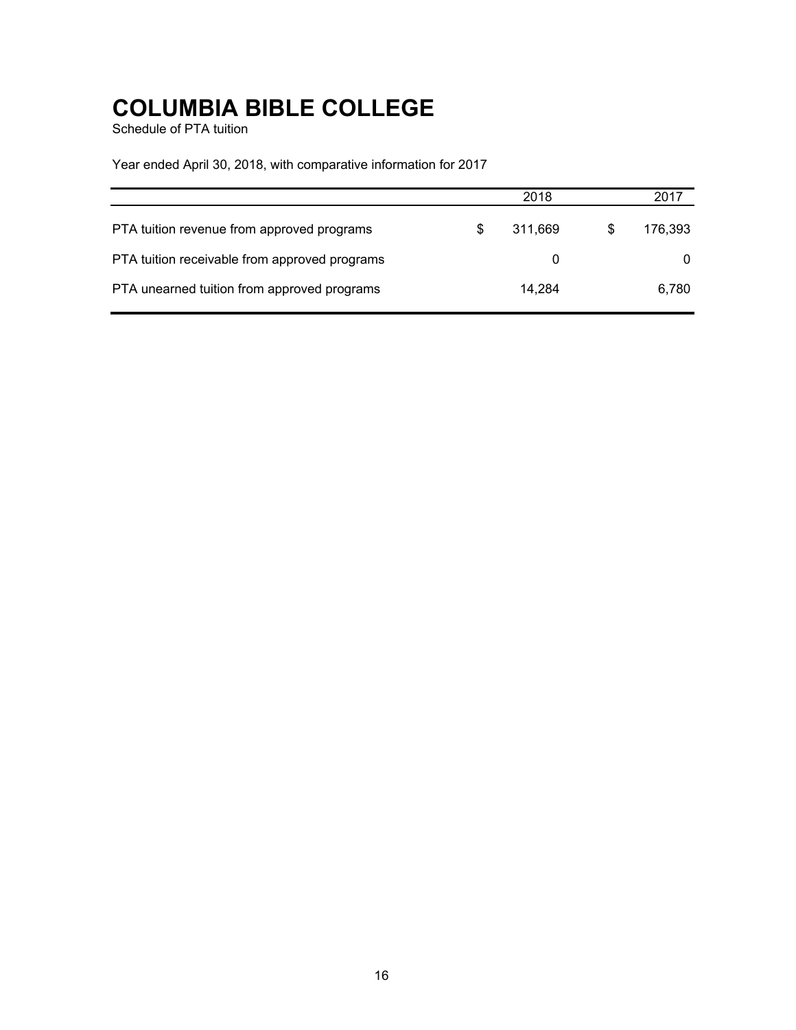# COLUMBIA BIBLE COLLEGE

Schedule of PTA tuition

Year ended April 30, 2018, with comparative information for 2017

| | 2018 | 2017 |
|---|---|---|
| PTA tuition revenue from approved programs | $ 311,669 | $ 176,393 |
| PTA tuition receivable from approved programs | 0 | 0 |
| PTA unearned tuition from approved programs | 14,284 | 6,780 |